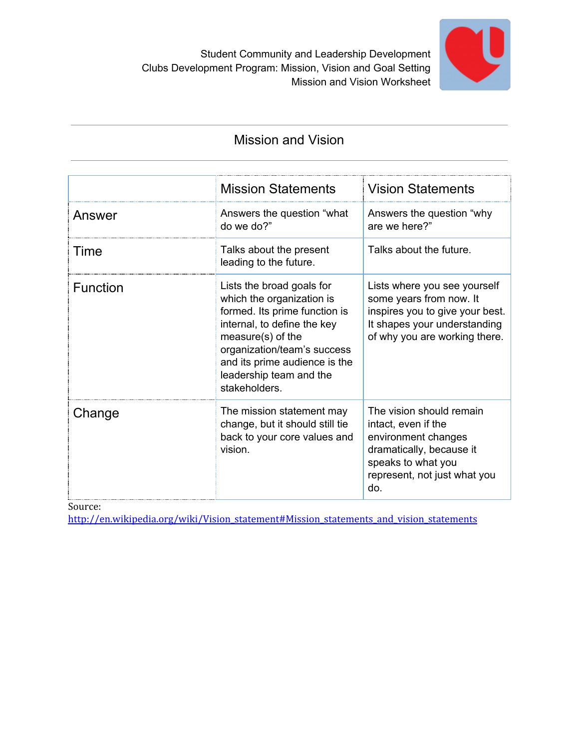Student Community and Leadership Development
Clubs Development Program: Mission, Vision and Goal Setting
Mission and Vision Worksheet

## Mission and Vision

| | Mission Statements | Vision Statements |
|---|---|---|
| Answer | Answers the question "what do we do?" | Answers the question "why are we here?" |
| Time | Talks about the present leading to the future. | Talks about the future. |
| Function | Lists the broad goals for which the organization is formed. Its prime function is internal, to define the key measure(s) of the organization/team's success and its prime audience is the leadership team and the stakeholders. | Lists where you see yourself some years from now. It inspires you to give your best. It shapes your understanding of why you are working there. |
| Change | The mission statement may change, but it should still tie back to your core values and vision. | The vision should remain intact, even if the environment changes dramatically, because it speaks to what you represent, not just what you do. |

Source:
http://en.wikipedia.org/wiki/Vision_statement#Mission_statements_and_vision_statements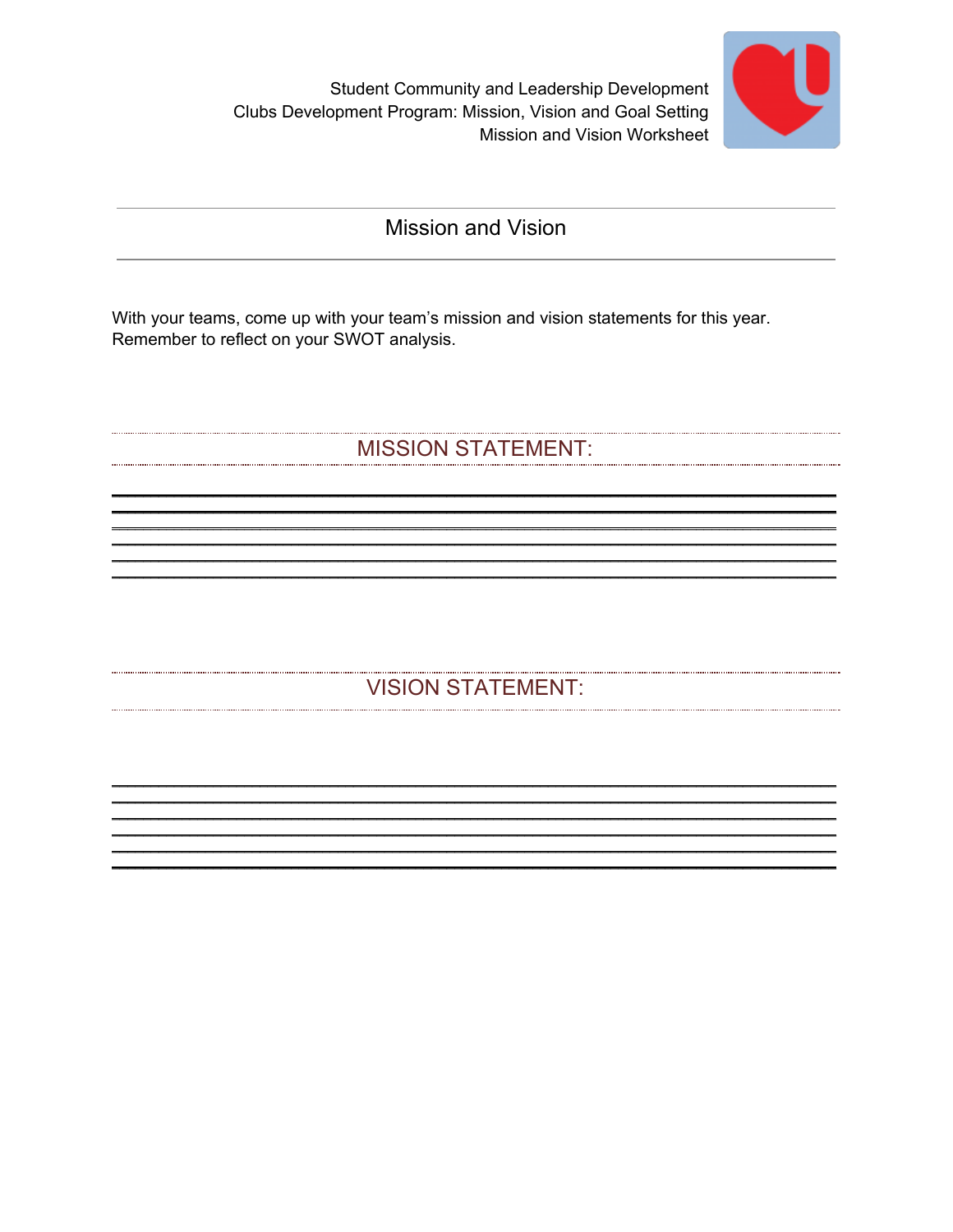Student Community and Leadership Development
Clubs Development Program: Mission, Vision and Goal Setting
Mission and Vision Worksheet

## Mission and Vision

With your teams, come up with your team's mission and vision statements for this year. Remember to reflect on your SWOT analysis.

### MISSION STATEMENT:

___________________________________________________________________________
___________________________________________________________________________
___________________________________________________________________________
___________________________________________________________________________
___________________________________________________________________________
___________________________________________________________________________

### VISION STATEMENT:

___________________________________________________________________________
___________________________________________________________________________
___________________________________________________________________________
___________________________________________________________________________
___________________________________________________________________________
___________________________________________________________________________